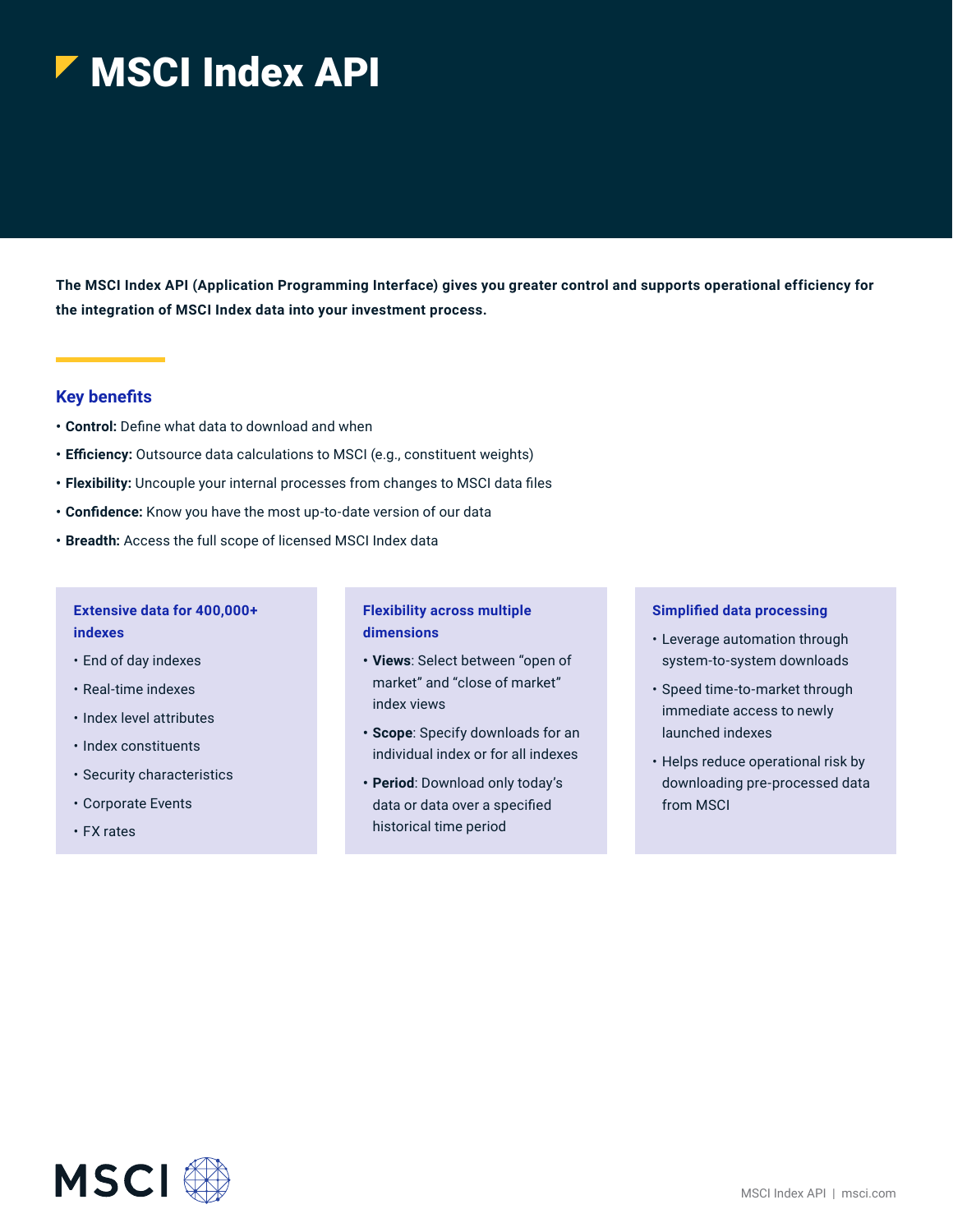# MSCI Index API

**The MSCI Index API (Application Programming Interface) gives you greater control and supports operational efficiency for the integration of MSCI Index data into your investment process.**

## Key benefits

- **Control:** Define what data to download and when
- **Efficiency:** Outsource data calculations to MSCI (e.g., constituent weights)
- **Flexibility:** Uncouple your internal processes from changes to MSCI data files
- **Confidence:** Know you have the most up-to-date version of our data
- **Breadth:** Access the full scope of licensed MSCI Index data

### Extensive data for 400,000+ indexes

- End of day indexes
- Real-time indexes
- Index level attributes
- Index constituents
- Security characteristics
- Corporate Events
- FX rates

### Flexibility across multiple dimensions

- **Views**: Select between "open of market" and "close of market" index views
- **Scope**: Specify downloads for an individual index or for all indexes
- **Period**: Download only today's data or data over a specified historical time period

### Simplified data processing

- Leverage automation through system-to-system downloads
- Speed time-to-market through immediate access to newly launched indexes
- Helps reduce operational risk by downloading pre-processed data from MSCI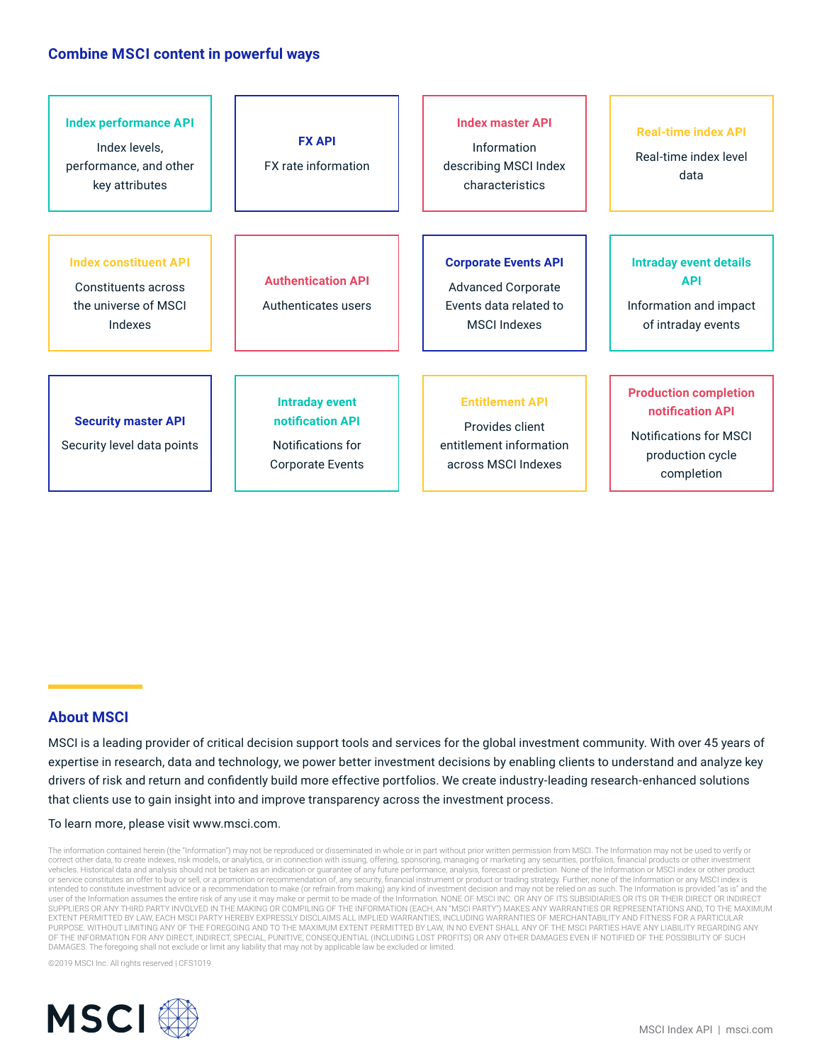## Combine MSCI content in powerful ways

**Index performance API**
Index levels, performance, and other key attributes

**FX API**
FX rate information

**Index master API**
Information describing MSCI Index characteristics

**Real-time index API**
Real-time index level data

**Index constituent API**
Constituents across the universe of MSCI Indexes

**Authentication API**
Authenticates users

**Corporate Events API**
Advanced Corporate Events data related to MSCI Indexes

**Intraday event details API**
Information and impact of intraday events

**Security master API**
Security level data points

**Intraday event notification API**
Notifications for Corporate Events

**Entitlement API**
Provides client entitlement information across MSCI Indexes

**Production completion notification API**
Notifications for MSCI production cycle completion

## About MSCI

MSCI is a leading provider of critical decision support tools and services for the global investment community. With over 45 years of expertise in research, data and technology, we power better investment decisions by enabling clients to understand and analyze key drivers of risk and return and confidently build more effective portfolios. We create industry-leading research-enhanced solutions that clients use to gain insight into and improve transparency across the investment process.

To learn more, please visit www.msci.com.

The information contained herein (the "Information") may not be reproduced or disseminated in whole or in part without prior written permission from MSCI. The Information may not be used to verify or correct other data, to create indexes, risk models, or analytics, or in connection with issuing, offering, sponsoring, managing or marketing any securities, portfolios, financial products or other investment vehicles. Historical data and analysis should not be taken as an indication or guarantee of any future performance, analysis, forecast or prediction. None of the Information or MSCI index or other product or service constitutes an offer to buy or sell, or a promotion or recommendation of, any security, financial instrument or product or trading strategy. Further, none of the Information or any MSCI index is intended to constitute investment advice or a recommendation to make (or refrain from making) any kind of investment decision and may not be relied on as such. The Information is provided "as is" and the user of the Information assumes the entire risk of any use it may make or permit to be made of the Information. NONE OF MSCI INC. OR ANY OF ITS SUBSIDIARIES OR ITS OR THEIR DIRECT OR INDIRECT SUPPLIERS OR ANY THIRD PARTY INVOLVED IN THE MAKING OR COMPILING OF THE INFORMATION (EACH, AN "MSCI PARTY") MAKES ANY WARRANTIES OR REPRESENTATIONS AND, TO THE MAXIMUM EXTENT PERMITTED BY LAW, EACH MSCI PARTY HEREBY EXPRESSLY DISCLAIMS ALL IMPLIED WARRANTIES, INCLUDING WARRANTIES OF MERCHANTABILITY AND FITNESS FOR A PARTICULAR PURPOSE. WITHOUT LIMITING ANY OF THE FOREGOING AND TO THE MAXIMUM EXTENT PERMITTED BY LAW, IN NO EVENT SHALL ANY OF THE MSCI PARTIES HAVE ANY LIABILITY REGARDING ANY OF THE INFORMATION FOR ANY DIRECT, INDIRECT, SPECIAL, PUNITIVE, CONSEQUENTIAL (INCLUDING LOST PROFITS) OR ANY OTHER DAMAGES EVEN IF NOTIFIED OF THE POSSIBILITY OF SUCH DAMAGES. The foregoing shall not exclude or limit any liability that may not by applicable law be excluded or limited.

©2019 MSCI Inc. All rights reserved | CFS1019

MSCI

MSCI Index API | msci.com